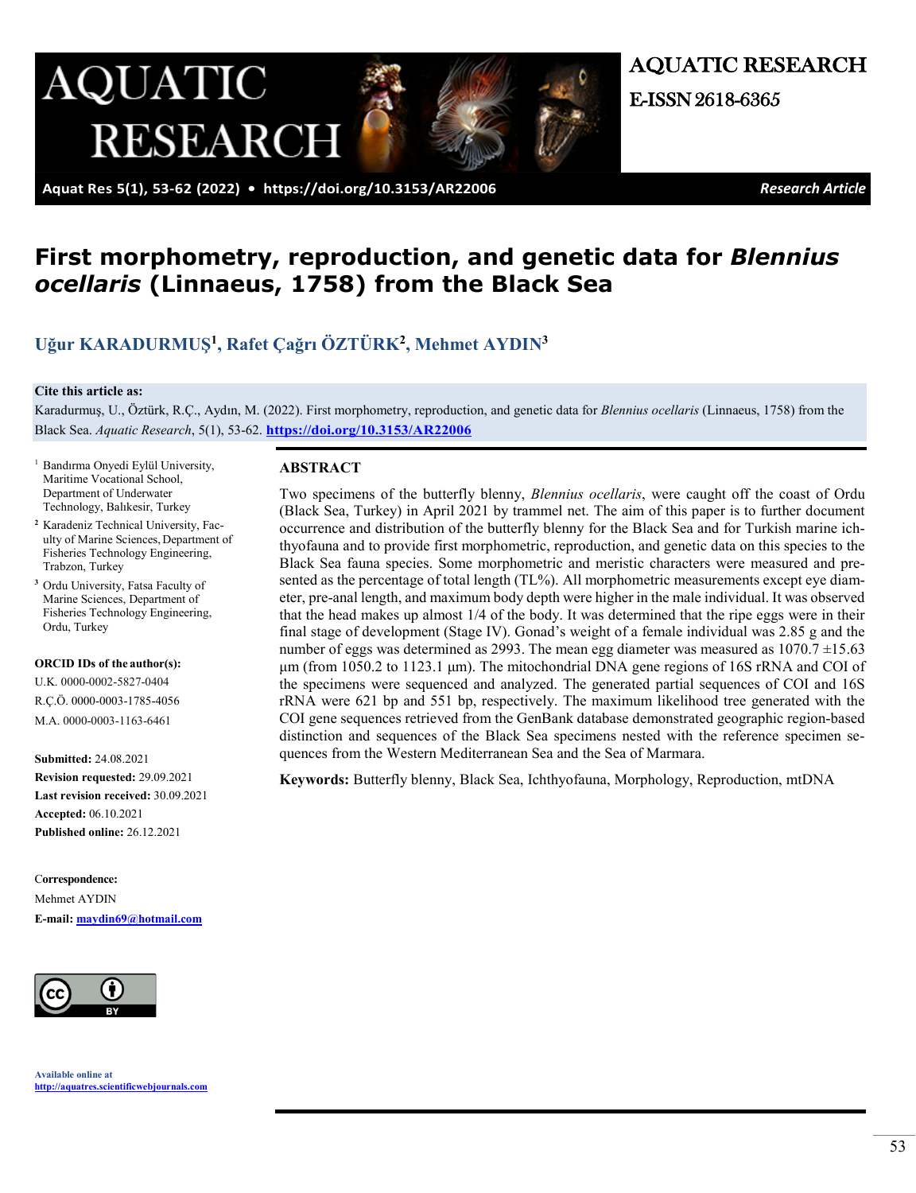# First morphometry, reproduction, and genetic data for *Blennius ocellaris* (Linnaeus, 1758) from the Black Sea

**Uğur KARADURMUŞ[1], Rafet Çağrı ÖZTÜRK[2], Mehmet AYDIN[3]**

**Cite this article as:**
Karadurmuş, U., Öztürk, R.Ç., Aydın, M. (2022). First morphometry, reproduction, and genetic data for *Blennius ocellaris* (Linnaeus, 1758) from the Black Sea. *Aquatic Research*, 5(1), 53-62. **https://doi.org/10.3153/AR22006**

[1] Bandırma Onyedi Eylül University, Maritime Vocational School, Department of Underwater Technology, Balıkesir, Turkey

[2] Karadeniz Technical University, Faculty of Marine Sciences, Department of Fisheries Technology Engineering, Trabzon, Turkey

[3] Ordu University, Fatsa Faculty of Marine Sciences, Department of Fisheries Technology Engineering, Ordu, Turkey

**ORCID IDs of the author(s):**

U.K. 0000-0002-5827-0404
R.Ç.Ö. 0000-0003-1785-4056
M.A. 0000-0003-1163-6461

**Submitted:** 24.08.2021
**Revision requested:** 29.09.2021
**Last revision received:** 30.09.2021
**Accepted:** 06.10.2021
**Published online:** 26.12.2021

**Correspondence:**
Mehmet AYDIN
**E-mail:** maydin69@hotmail.com

Available online at
http://aquatres.scientificwebjournals.com

## ABSTRACT

Two specimens of the butterfly blenny, *Blennius ocellaris*, were caught off the coast of Ordu (Black Sea, Turkey) in April 2021 by trammel net. The aim of this paper is to further document occurrence and distribution of the butterfly blenny for the Black Sea and for Turkish marine ichthyofauna and to provide first morphometric, reproduction, and genetic data on this species to the Black Sea fauna species. Some morphometric and meristic characters were measured and presented as the percentage of total length (TL%). All morphometric measurements except eye diameter, pre-anal length, and maximum body depth were higher in the male individual. It was observed that the head makes up almost 1/4 of the body. It was determined that the ripe eggs were in their final stage of development (Stage IV). Gonad's weight of a female individual was 2.85 g and the number of eggs was determined as 2993. The mean egg diameter was measured as 1070.7 ±15.63 µm (from 1050.2 to 1123.1 µm). The mitochondrial DNA gene regions of 16S rRNA and COI of the specimens were sequenced and analyzed. The generated partial sequences of COI and 16S rRNA were 621 bp and 551 bp, respectively. The maximum likelihood tree generated with the COI gene sequences retrieved from the GenBank database demonstrated geographic region-based distinction and sequences of the Black Sea specimens nested with the reference specimen sequences from the Western Mediterranean Sea and the Sea of Marmara.

**Keywords:** Butterfly blenny, Black Sea, Ichthyofauna, Morphology, Reproduction, mtDNA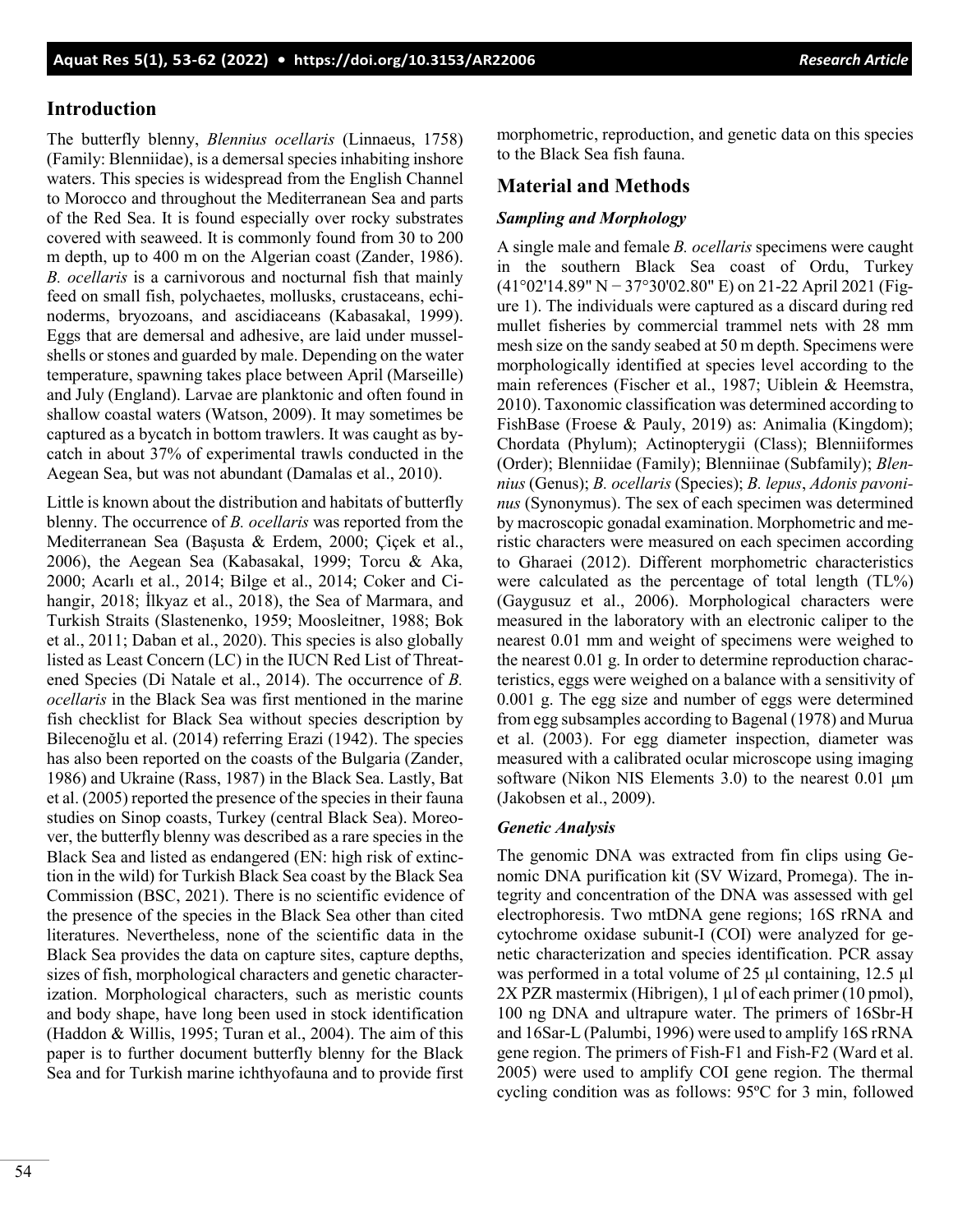## Introduction

The butterfly blenny, *Blennius ocellaris* (Linnaeus, 1758) (Family: Blenniidae), is a demersal species inhabiting inshore waters. This species is widespread from the English Channel to Morocco and throughout the Mediterranean Sea and parts of the Red Sea. It is found especially over rocky substrates covered with seaweed. It is commonly found from 30 to 200 m depth, up to 400 m on the Algerian coast (Zander, 1986). *B. ocellaris* is a carnivorous and nocturnal fish that mainly feed on small fish, polychaetes, mollusks, crustaceans, echinoderms, bryozoans, and ascidiaceans (Kabasakal, 1999). Eggs that are demersal and adhesive, are laid under musselshells or stones and guarded by male. Depending on the water temperature, spawning takes place between April (Marseille) and July (England). Larvae are planktonic and often found in shallow coastal waters (Watson, 2009). It may sometimes be captured as a bycatch in bottom trawlers. It was caught as bycatch in about 37% of experimental trawls conducted in the Aegean Sea, but was not abundant (Damalas et al., 2010).

Little is known about the distribution and habitats of butterfly blenny. The occurrence of *B. ocellaris* was reported from the Mediterranean Sea (Başusta & Erdem, 2000; Çiçek et al., 2006), the Aegean Sea (Kabasakal, 1999; Torcu & Aka, 2000; Acarlı et al., 2014; Bilge et al., 2014; Coker and Cihangir, 2018; İlkyaz et al., 2018), the Sea of Marmara, and Turkish Straits (Slastenenko, 1959; Moosleitner, 1988; Bok et al., 2011; Daban et al., 2020). This species is also globally listed as Least Concern (LC) in the IUCN Red List of Threatened Species (Di Natale et al., 2014). The occurrence of *B. ocellaris* in the Black Sea was first mentioned in the marine fish checklist for Black Sea without species description by Bilecenoğlu et al. (2014) referring Erazi (1942). The species has also been reported on the coasts of the Bulgaria (Zander, 1986) and Ukraine (Rass, 1987) in the Black Sea. Lastly, Bat et al. (2005) reported the presence of the species in their fauna studies on Sinop coasts, Turkey (central Black Sea). Moreover, the butterfly blenny was described as a rare species in the Black Sea and listed as endangered (EN: high risk of extinction in the wild) for Turkish Black Sea coast by the Black Sea Commission (BSC, 2021). There is no scientific evidence of the presence of the species in the Black Sea other than cited literatures. Nevertheless, none of the scientific data in the Black Sea provides the data on capture sites, capture depths, sizes of fish, morphological characters and genetic characterization. Morphological characters, such as meristic counts and body shape, have long been used in stock identification (Haddon & Willis, 1995; Turan et al., 2004). The aim of this paper is to further document butterfly blenny for the Black Sea and for Turkish marine ichthyofauna and to provide first morphometric, reproduction, and genetic data on this species to the Black Sea fish fauna.

## Material and Methods

### *Sampling and Morphology*

A single male and female *B. ocellaris* specimens were caught in the southern Black Sea coast of Ordu, Turkey (41°02'14.89" N − 37°30'02.80" E) on 21-22 April 2021 (Figure 1). The individuals were captured as a discard during red mullet fisheries by commercial trammel nets with 28 mm mesh size on the sandy seabed at 50 m depth. Specimens were morphologically identified at species level according to the main references (Fischer et al., 1987; Uiblein & Heemstra, 2010). Taxonomic classification was determined according to FishBase (Froese & Pauly, 2019) as: Animalia (Kingdom); Chordata (Phylum); Actinopterygii (Class); Blenniiformes (Order); Blenniidae (Family); Blenniinae (Subfamily); *Blennius* (Genus); *B. ocellaris* (Species); *B. lepus*, *Adonis pavoninus* (Synonymus). The sex of each specimen was determined by macroscopic gonadal examination. Morphometric and meristic characters were measured on each specimen according to Gharaei (2012). Different morphometric characteristics were calculated as the percentage of total length (TL%) (Gaygusuz et al., 2006). Morphological characters were measured in the laboratory with an electronic caliper to the nearest 0.01 mm and weight of specimens were weighed to the nearest 0.01 g. In order to determine reproduction characteristics, eggs were weighed on a balance with a sensitivity of 0.001 g. The egg size and number of eggs were determined from egg subsamples according to Bagenal (1978) and Murua et al. (2003). For egg diameter inspection, diameter was measured with a calibrated ocular microscope using imaging software (Nikon NIS Elements 3.0) to the nearest 0.01 μm (Jakobsen et al., 2009).

### *Genetic Analysis*

The genomic DNA was extracted from fin clips using Genomic DNA purification kit (SV Wizard, Promega). The integrity and concentration of the DNA was assessed with gel electrophoresis. Two mtDNA gene regions; 16S rRNA and cytochrome oxidase subunit-I (COI) were analyzed for genetic characterization and species identification. PCR assay was performed in a total volume of 25 µl containing, 12.5 µl 2X PZR mastermix (Hibrigen), 1 µl of each primer (10 pmol), 100 ng DNA and ultrapure water. The primers of 16Sbr-H and 16Sar-L (Palumbi, 1996) were used to amplify 16S rRNA gene region. The primers of Fish-F1 and Fish-F2 (Ward et al. 2005) were used to amplify COI gene region. The thermal cycling condition was as follows: 95ºC for 3 min, followed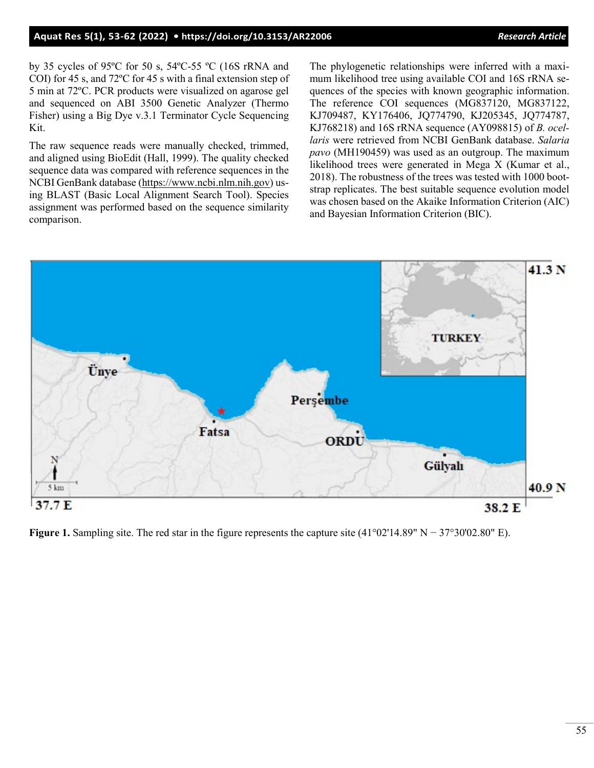by 35 cycles of 95ºC for 50 s, 54ºC-55 ºC (16S rRNA and COI) for 45 s, and 72ºC for 45 s with a final extension step of 5 min at 72ºC. PCR products were visualized on agarose gel and sequenced on ABI 3500 Genetic Analyzer (Thermo Fisher) using a Big Dye v.3.1 Terminator Cycle Sequencing Kit.

The raw sequence reads were manually checked, trimmed, and aligned using BioEdit (Hall, 1999). The quality checked sequence data was compared with reference sequences in the NCBI GenBank database (https://www.ncbi.nlm.nih.gov) using BLAST (Basic Local Alignment Search Tool). Species assignment was performed based on the sequence similarity comparison.

The phylogenetic relationships were inferred with a maximum likelihood tree using available COI and 16S rRNA sequences of the species with known geographic information. The reference COI sequences (MG837120, MG837122, KJ709487, KY176406, JQ774790, KJ205345, JQ774787, KJ768218) and 16S rRNA sequence (AY098815) of *B. ocellaris* were retrieved from NCBI GenBank database. *Salaria pavo* (MH190459) was used as an outgroup. The maximum likelihood trees were generated in Mega X (Kumar et al., 2018). The robustness of the trees was tested with 1000 bootstrap replicates. The best suitable sequence evolution model was chosen based on the Akaike Information Criterion (AIC) and Bayesian Information Criterion (BIC).

**Figure 1.** Sampling site. The red star in the figure represents the capture site (41°02'14.89" N − 37°30'02.80" E).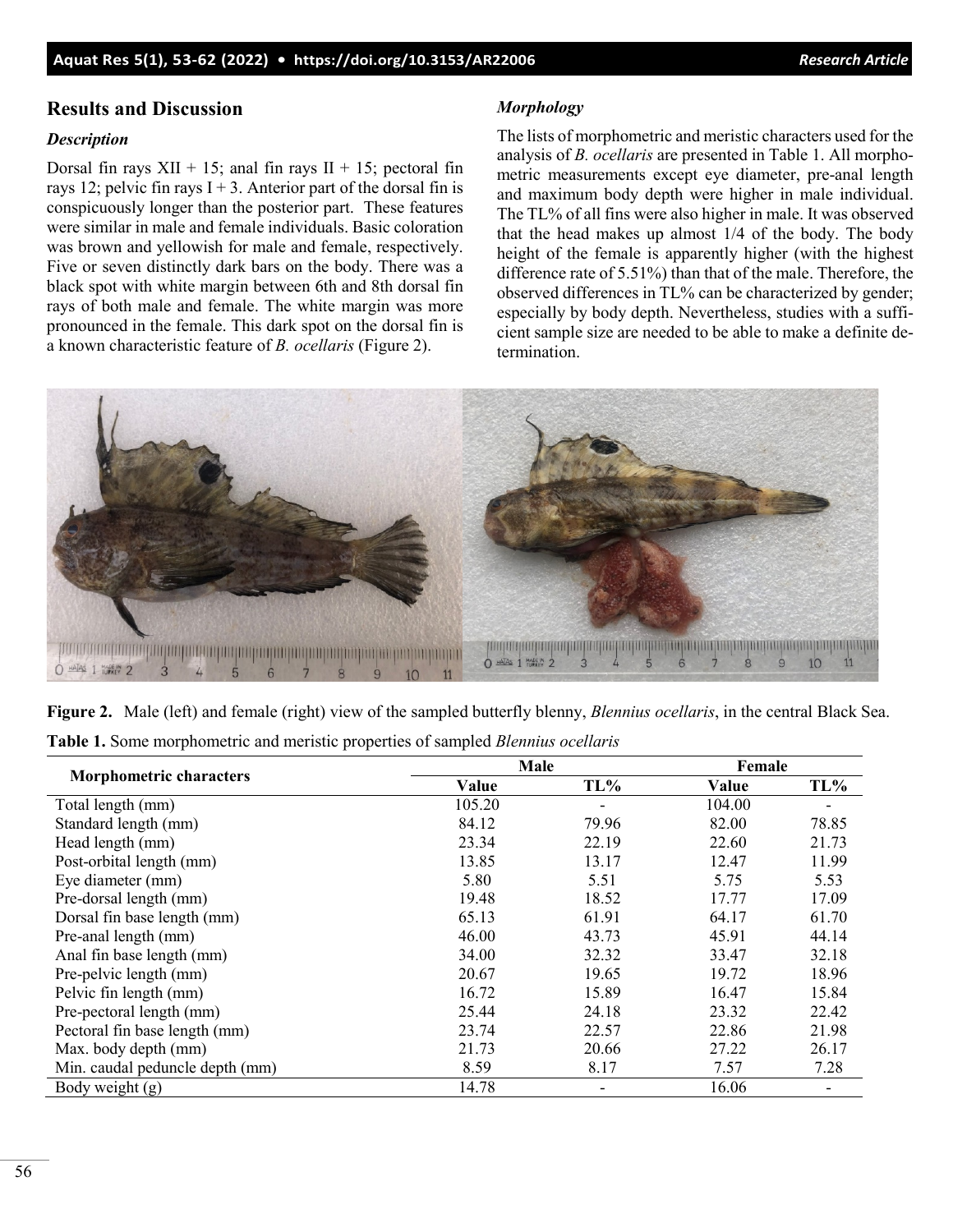## Results and Discussion

### Description

Dorsal fin rays XII + 15; anal fin rays II + 15; pectoral fin rays 12; pelvic fin rays I + 3. Anterior part of the dorsal fin is conspicuously longer than the posterior part. These features were similar in male and female individuals. Basic coloration was brown and yellowish for male and female, respectively. Five or seven distinctly dark bars on the body. There was a black spot with white margin between 6th and 8th dorsal fin rays of both male and female. The white margin was more pronounced in the female. This dark spot on the dorsal fin is a known characteristic feature of *B. ocellaris* (Figure 2).

### Morphology

The lists of morphometric and meristic characters used for the analysis of *B. ocellaris* are presented in Table 1. All morphometric measurements except eye diameter, pre-anal length and maximum body depth were higher in male individual. The TL% of all fins were also higher in male. It was observed that the head makes up almost 1/4 of the body. The body height of the female is apparently higher (with the highest difference rate of 5.51%) than that of the male. Therefore, the observed differences in TL% can be characterized by gender; especially by body depth. Nevertheless, studies with a sufficient sample size are needed to be able to make a definite determination.

**Figure 2.** Male (left) and female (right) view of the sampled butterfly blenny, *Blennius ocellaris*, in the central Black Sea.

**Table 1.** Some morphometric and meristic properties of sampled *Blennius ocellaris*

| Morphometric characters | Male | | Female | |
|---|---|---|---|---|
| | Value | TL% | Value | TL% |
| Total length (mm) | 105.20 | - | 104.00 | - |
| Standard length (mm) | 84.12 | 79.96 | 82.00 | 78.85 |
| Head length (mm) | 23.34 | 22.19 | 22.60 | 21.73 |
| Post-orbital length (mm) | 13.85 | 13.17 | 12.47 | 11.99 |
| Eye diameter (mm) | 5.80 | 5.51 | 5.75 | 5.53 |
| Pre-dorsal length (mm) | 19.48 | 18.52 | 17.77 | 17.09 |
| Dorsal fin base length (mm) | 65.13 | 61.91 | 64.17 | 61.70 |
| Pre-anal length (mm) | 46.00 | 43.73 | 45.91 | 44.14 |
| Anal fin base length (mm) | 34.00 | 32.32 | 33.47 | 32.18 |
| Pre-pelvic length (mm) | 20.67 | 19.65 | 19.72 | 18.96 |
| Pelvic fin length (mm) | 16.72 | 15.89 | 16.47 | 15.84 |
| Pre-pectoral length (mm) | 25.44 | 24.18 | 23.32 | 22.42 |
| Pectoral fin base length (mm) | 23.74 | 22.57 | 22.86 | 21.98 |
| Max. body depth (mm) | 21.73 | 20.66 | 27.22 | 26.17 |
| Min. caudal peduncle depth (mm) | 8.59 | 8.17 | 7.57 | 7.28 |
| Body weight (g) | 14.78 | - | 16.06 | - |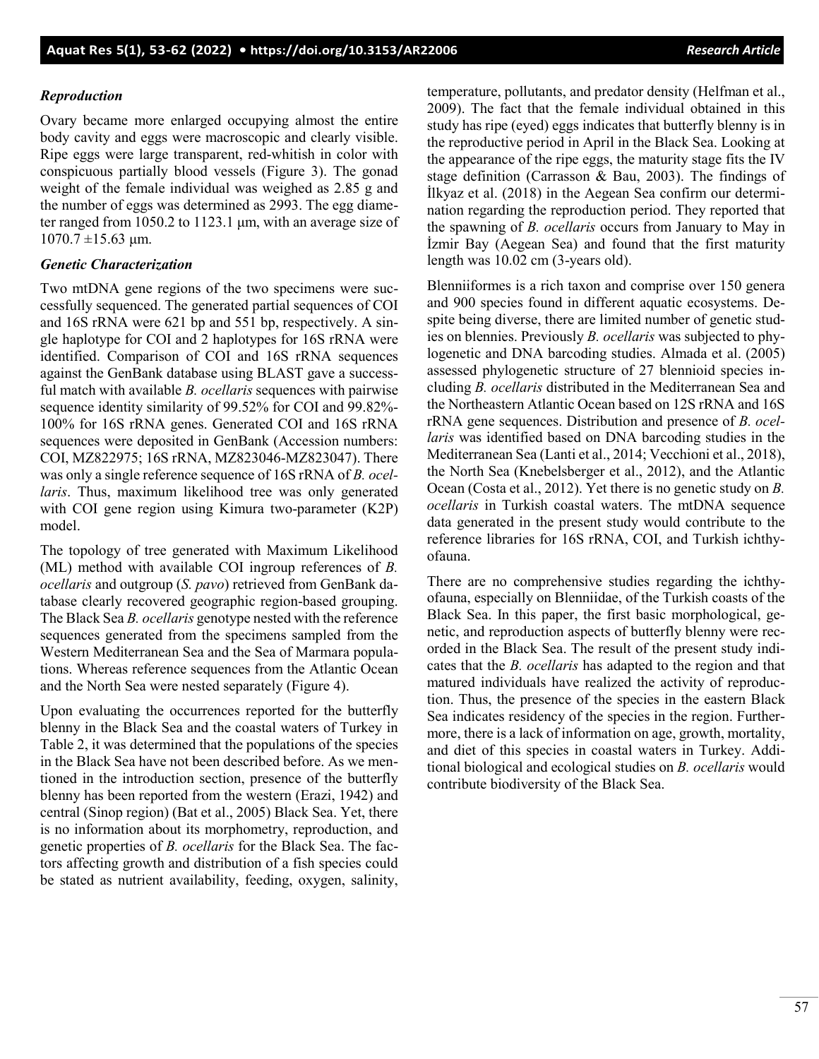### *Reproduction*

Ovary became more enlarged occupying almost the entire body cavity and eggs were macroscopic and clearly visible. Ripe eggs were large transparent, red-whitish in color with conspicuous partially blood vessels (Figure 3). The gonad weight of the female individual was weighed as 2.85 g and the number of eggs was determined as 2993. The egg diameter ranged from 1050.2 to 1123.1 µm, with an average size of 1070.7 ±15.63 µm.

### *Genetic Characterization*

Two mtDNA gene regions of the two specimens were successfully sequenced. The generated partial sequences of COI and 16S rRNA were 621 bp and 551 bp, respectively. A single haplotype for COI and 2 haplotypes for 16S rRNA were identified. Comparison of COI and 16S rRNA sequences against the GenBank database using BLAST gave a successful match with available *B. ocellaris* sequences with pairwise sequence identity similarity of 99.52% for COI and 99.82%-100% for 16S rRNA genes. Generated COI and 16S rRNA sequences were deposited in GenBank (Accession numbers: COI, MZ822975; 16S rRNA, MZ823046-MZ823047). There was only a single reference sequence of 16S rRNA of *B. ocellaris*. Thus, maximum likelihood tree was only generated with COI gene region using Kimura two-parameter (K2P) model.

The topology of tree generated with Maximum Likelihood (ML) method with available COI ingroup references of *B. ocellaris* and outgroup (*S. pavo*) retrieved from GenBank database clearly recovered geographic region-based grouping. The Black Sea *B. ocellaris* genotype nested with the reference sequences generated from the specimens sampled from the Western Mediterranean Sea and the Sea of Marmara populations. Whereas reference sequences from the Atlantic Ocean and the North Sea were nested separately (Figure 4).

Upon evaluating the occurrences reported for the butterfly blenny in the Black Sea and the coastal waters of Turkey in Table 2, it was determined that the populations of the species in the Black Sea have not been described before. As we mentioned in the introduction section, presence of the butterfly blenny has been reported from the western (Erazi, 1942) and central (Sinop region) (Bat et al., 2005) Black Sea. Yet, there is no information about its morphometry, reproduction, and genetic properties of *B. ocellaris* for the Black Sea. The factors affecting growth and distribution of a fish species could be stated as nutrient availability, feeding, oxygen, salinity, temperature, pollutants, and predator density (Helfman et al., 2009). The fact that the female individual obtained in this study has ripe (eyed) eggs indicates that butterfly blenny is in the reproductive period in April in the Black Sea. Looking at the appearance of the ripe eggs, the maturity stage fits the IV stage definition (Carrasson & Bau, 2003). The findings of İlkyaz et al. (2018) in the Aegean Sea confirm our determination regarding the reproduction period. They reported that the spawning of *B. ocellaris* occurs from January to May in İzmir Bay (Aegean Sea) and found that the first maturity length was 10.02 cm (3-years old).

Blenniiformes is a rich taxon and comprise over 150 genera and 900 species found in different aquatic ecosystems. Despite being diverse, there are limited number of genetic studies on blennies. Previously *B. ocellaris* was subjected to phylogenetic and DNA barcoding studies. Almada et al. (2005) assessed phylogenetic structure of 27 blennioid species including *B. ocellaris* distributed in the Mediterranean Sea and the Northeastern Atlantic Ocean based on 12S rRNA and 16S rRNA gene sequences. Distribution and presence of *B. ocellaris* was identified based on DNA barcoding studies in the Mediterranean Sea (Lanti et al., 2014; Vecchioni et al., 2018), the North Sea (Knebelsberger et al., 2012), and the Atlantic Ocean (Costa et al., 2012). Yet there is no genetic study on *B. ocellaris* in Turkish coastal waters. The mtDNA sequence data generated in the present study would contribute to the reference libraries for 16S rRNA, COI, and Turkish ichthyofauna.

There are no comprehensive studies regarding the ichthyofauna, especially on Blenniidae, of the Turkish coasts of the Black Sea. In this paper, the first basic morphological, genetic, and reproduction aspects of butterfly blenny were recorded in the Black Sea. The result of the present study indicates that the *B. ocellaris* has adapted to the region and that matured individuals have realized the activity of reproduction. Thus, the presence of the species in the eastern Black Sea indicates residency of the species in the region. Furthermore, there is a lack of information on age, growth, mortality, and diet of this species in coastal waters in Turkey. Additional biological and ecological studies on *B. ocellaris* would contribute biodiversity of the Black Sea.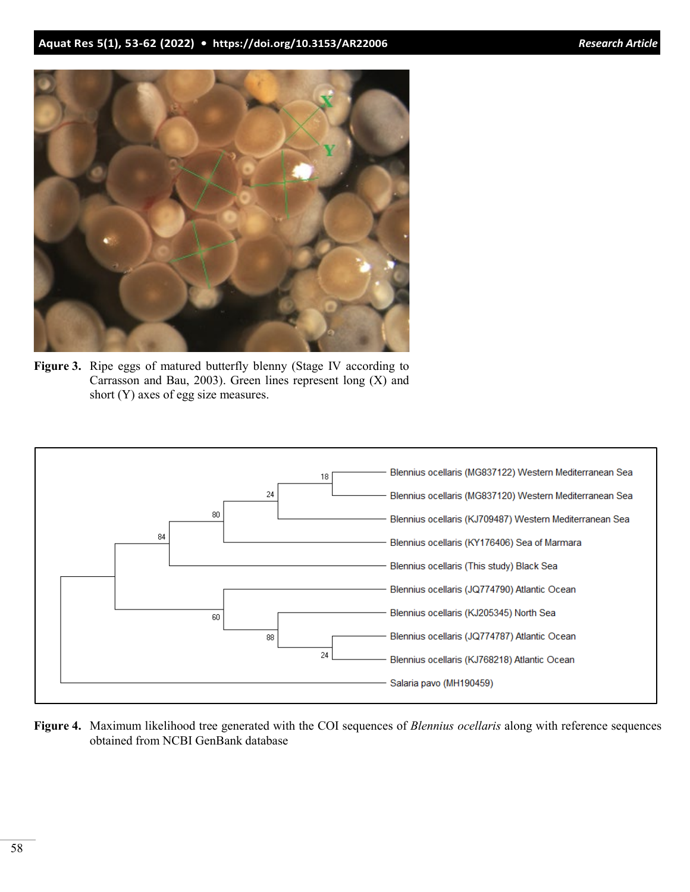**Figure 3.** Ripe eggs of matured butterfly blenny (Stage IV according to Carrasson and Bau, 2003). Green lines represent long (X) and short (Y) axes of egg size measures.

**Figure 4.** Maximum likelihood tree generated with the COI sequences of *Blennius ocellaris* along with reference sequences obtained from NCBI GenBank database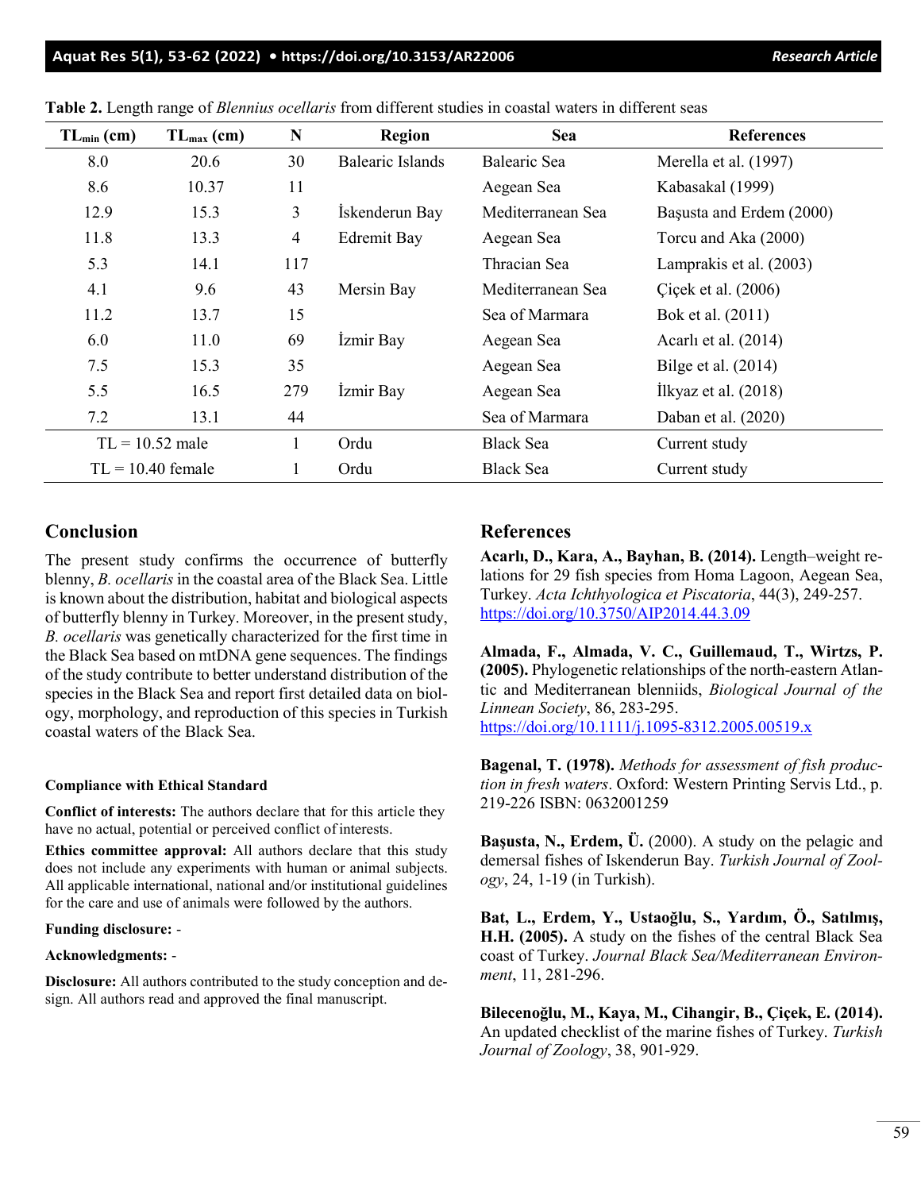**Table 2.** Length range of *Blennius ocellaris* from different studies in coastal waters in different seas

| $TL_{min}$ (cm) | $TL_{max}$ (cm) | N | Region | Sea | References |
|---|---|---|---|---|---|
| 8.0 | 20.6 | 30 | Balearic Islands | Balearic Sea | Merella et al. (1997) |
| 8.6 | 10.37 | 11 | | Aegean Sea | Kabasakal (1999) |
| 12.9 | 15.3 | 3 | İskenderun Bay | Mediterranean Sea | Başusta and Erdem (2000) |
| 11.8 | 13.3 | 4 | Edremit Bay | Aegean Sea | Torcu and Aka (2000) |
| 5.3 | 14.1 | 117 | | Thracian Sea | Lamprakis et al. (2003) |
| 4.1 | 9.6 | 43 | Mersin Bay | Mediterranean Sea | Çiçek et al. (2006) |
| 11.2 | 13.7 | 15 | | Sea of Marmara | Bok et al. (2011) |
| 6.0 | 11.0 | 69 | İzmir Bay | Aegean Sea | Acarlı et al. (2014) |
| 7.5 | 15.3 | 35 | | Aegean Sea | Bilge et al. (2014) |
| 5.5 | 16.5 | 279 | İzmir Bay | Aegean Sea | İlkyaz et al. (2018) |
| 7.2 | 13.1 | 44 | | Sea of Marmara | Daban et al. (2020) |
| TL = 10.52 male | | 1 | Ordu | Black Sea | Current study |
| TL = 10.40 female | | 1 | Ordu | Black Sea | Current study |

## Conclusion

The present study confirms the occurrence of butterfly blenny, *B. ocellaris* in the coastal area of the Black Sea. Little is known about the distribution, habitat and biological aspects of butterfly blenny in Turkey. Moreover, in the present study, *B. ocellaris* was genetically characterized for the first time in the Black Sea based on mtDNA gene sequences. The findings of the study contribute to better understand distribution of the species in the Black Sea and report first detailed data on biology, morphology, and reproduction of this species in Turkish coastal waters of the Black Sea.

#### Compliance with Ethical Standard

**Conflict of interests:** The authors declare that for this article they have no actual, potential or perceived conflict of interests.

**Ethics committee approval:** All authors declare that this study does not include any experiments with human or animal subjects. All applicable international, national and/or institutional guidelines for the care and use of animals were followed by the authors.

**Funding disclosure:** -

**Acknowledgments:** -

**Disclosure:** All authors contributed to the study conception and design. All authors read and approved the final manuscript.

## References

**Acarlı, D., Kara, A., Bayhan, B. (2014).** Length–weight relations for 29 fish species from Homa Lagoon, Aegean Sea, Turkey. *Acta Ichthyologica et Piscatoria*, 44(3), 249-257. https://doi.org/10.3750/AIP2014.44.3.09

**Almada, F., Almada, V. C., Guillemaud, T., Wirtzs, P. (2005).** Phylogenetic relationships of the north-eastern Atlantic and Mediterranean blenniids, *Biological Journal of the Linnean Society*, 86, 283-295. https://doi.org/10.1111/j.1095-8312.2005.00519.x

**Bagenal, T. (1978).** *Methods for assessment of fish production in fresh waters*. Oxford: Western Printing Servis Ltd., p. 219-226 ISBN: 0632001259

**Başusta, N., Erdem, Ü.** (2000). A study on the pelagic and demersal fishes of Iskenderun Bay. *Turkish Journal of Zoology*, 24, 1-19 (in Turkish).

**Bat, L., Erdem, Y., Ustaoğlu, S., Yardım, Ö., Satılmış, H.H. (2005).** A study on the fishes of the central Black Sea coast of Turkey. *Journal Black Sea/Mediterranean Environment*, 11, 281-296.

**Bilecenoğlu, M., Kaya, M., Cihangir, B., Çiçek, E. (2014).** An updated checklist of the marine fishes of Turkey. *Turkish Journal of Zoology*, 38, 901-929.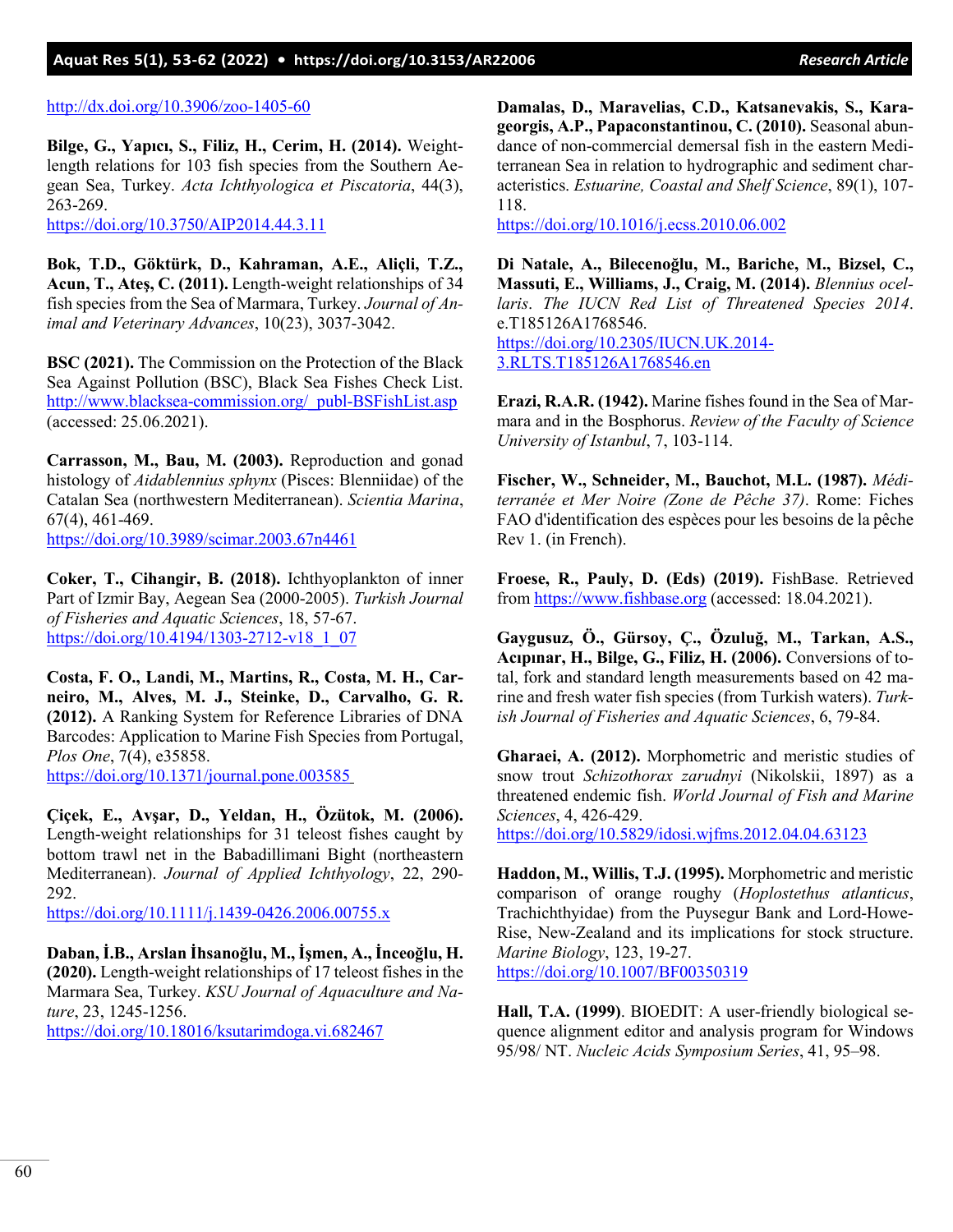http://dx.doi.org/10.3906/zoo-1405-60

**Bilge, G., Yapıcı, S., Filiz, H., Cerim, H. (2014).** Weight-length relations for 103 fish species from the Southern Aegean Sea, Turkey. *Acta Ichthyologica et Piscatoria*, 44(3), 263-269.
https://doi.org/10.3750/AIP2014.44.3.11

**Bok, T.D., Göktürk, D., Kahraman, A.E., Aliçli, T.Z., Acun, T., Ateş, C. (2011).** Length-weight relationships of 34 fish species from the Sea of Marmara, Turkey. *Journal of Animal and Veterinary Advances*, 10(23), 3037-3042.

**BSC (2021).** The Commission on the Protection of the Black Sea Against Pollution (BSC), Black Sea Fishes Check List. http://www.blacksea-commission.org/_publ-BSFishList.asp (accessed: 25.06.2021).

**Carrasson, M., Bau, M. (2003).** Reproduction and gonad histology of *Aidablennius sphynx* (Pisces: Blenniidae) of the Catalan Sea (northwestern Mediterranean). *Scientia Marina*, 67(4), 461-469.
https://doi.org/10.3989/scimar.2003.67n4461

**Coker, T., Cihangir, B. (2018).** Ichthyoplankton of inner Part of Izmir Bay, Aegean Sea (2000-2005). *Turkish Journal of Fisheries and Aquatic Sciences*, 18, 57-67.
https://doi.org/10.4194/1303-2712-v18_1_07

**Costa, F. O., Landi, M., Martins, R., Costa, M. H., Carneiro, M., Alves, M. J., Steinke, D., Carvalho, G. R. (2012).** A Ranking System for Reference Libraries of DNA Barcodes: Application to Marine Fish Species from Portugal, *Plos One*, 7(4), e35858.
https://doi.org/10.1371/journal.pone.003585

**Çiçek, E., Avşar, D., Yeldan, H., Özütok, M. (2006).** Length-weight relationships for 31 teleost fishes caught by bottom trawl net in the Babadillimani Bight (northeastern Mediterranean). *Journal of Applied Ichthyology*, 22, 290-292.
https://doi.org/10.1111/j.1439-0426.2006.00755.x

**Daban, İ.B., Arslan İhsanoğlu, M., İşmen, A., İnceoğlu, H. (2020).** Length-weight relationships of 17 teleost fishes in the Marmara Sea, Turkey. *KSU Journal of Aquaculture and Nature*, 23, 1245-1256.
https://doi.org/10.18016/ksutarimdoga.vi.682467

**Damalas, D., Maravelias, C.D., Katsanevakis, S., Karageorgis, A.P., Papaconstantinou, C. (2010).** Seasonal abundance of non-commercial demersal fish in the eastern Mediterranean Sea in relation to hydrographic and sediment characteristics. *Estuarine, Coastal and Shelf Science*, 89(1), 107-118.
https://doi.org/10.1016/j.ecss.2010.06.002

**Di Natale, A., Bilecenoğlu, M., Bariche, M., Bizsel, C., Massuti, E., Williams, J., Craig, M. (2014).** *Blennius ocellaris*. *The IUCN Red List of Threatened Species 2014*. e.T185126A1768546.
https://doi.org/10.2305/IUCN.UK.2014-3.RLTS.T185126A1768546.en

**Erazi, R.A.R. (1942).** Marine fishes found in the Sea of Marmara and in the Bosphorus. *Review of the Faculty of Science University of Istanbul*, 7, 103-114.

**Fischer, W., Schneider, M., Bauchot, M.L. (1987).** *Méditerranée et Mer Noire (Zone de Pêche 37)*. Rome: Fiches FAO d'identification des espèces pour les besoins de la pêche Rev 1. (in French).

**Froese, R., Pauly, D. (Eds) (2019).** FishBase. Retrieved from https://www.fishbase.org (accessed: 18.04.2021).

**Gaygusuz, Ö., Gürsoy, Ç., Özuluğ, M., Tarkan, A.S., Acıpınar, H., Bilge, G., Filiz, H. (2006).** Conversions of total, fork and standard length measurements based on 42 marine and fresh water fish species (from Turkish waters). *Turkish Journal of Fisheries and Aquatic Sciences*, 6, 79-84.

**Gharaei, A. (2012).** Morphometric and meristic studies of snow trout *Schizothorax zarudnyi* (Nikolskii, 1897) as a threatened endemic fish. *World Journal of Fish and Marine Sciences*, 4, 426-429.
https://doi.org/10.5829/idosi.wjfms.2012.04.04.63123

**Haddon, M., Willis, T.J. (1995).** Morphometric and meristic comparison of orange roughy (*Hoplostethus atlanticus*, Trachichthyidae) from the Puysegur Bank and Lord-Howe-Rise, New-Zealand and its implications for stock structure. *Marine Biology*, 123, 19-27.
https://doi.org/10.1007/BF00350319

**Hall, T.A. (1999)**. BIOEDIT: A user-friendly biological sequence alignment editor and analysis program for Windows 95/98/ NT. *Nucleic Acids Symposium Series*, 41, 95–98.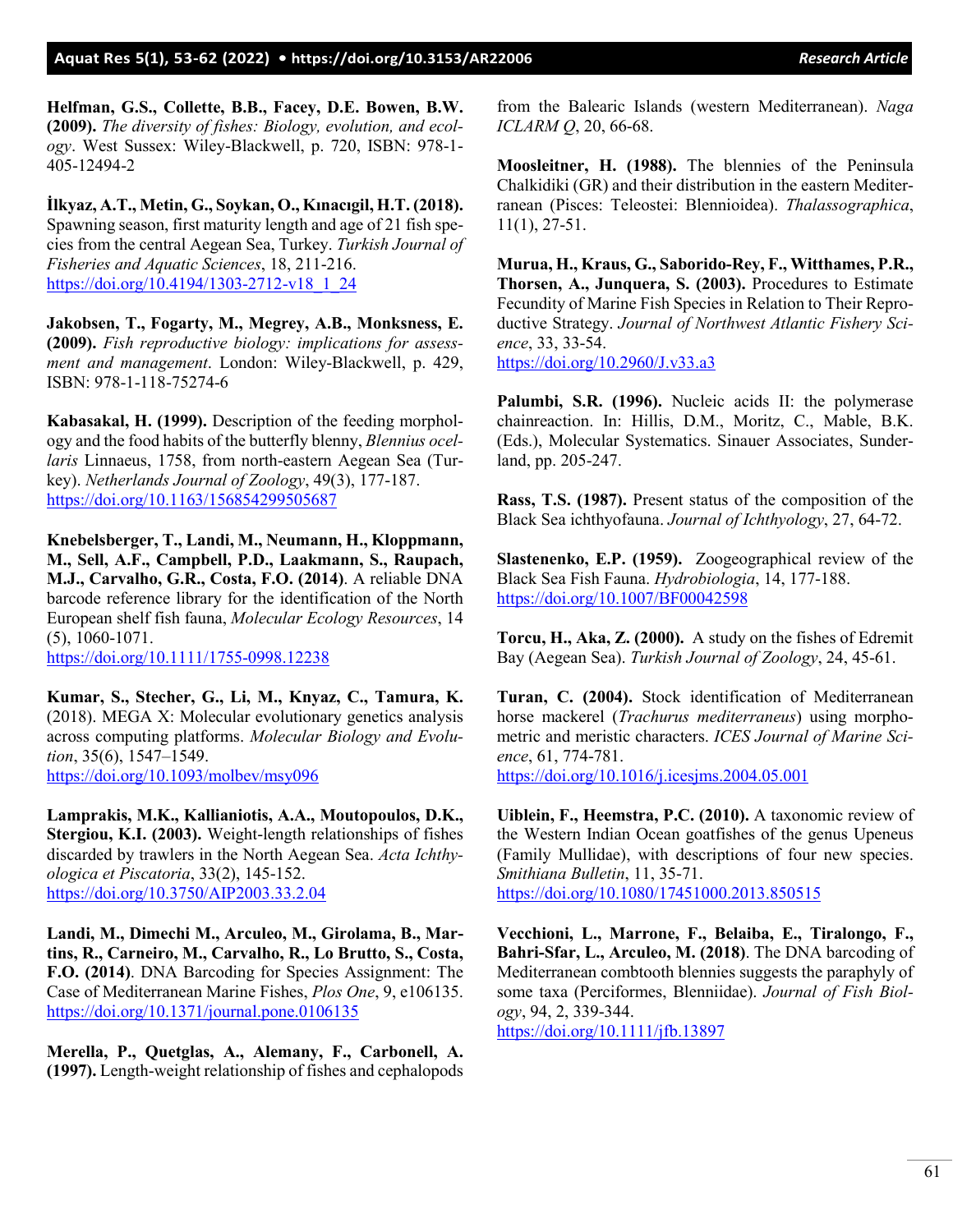**Helfman, G.S., Collette, B.B., Facey, D.E. Bowen, B.W. (2009).** *The diversity of fishes: Biology, evolution, and ecology*. West Sussex: Wiley-Blackwell, p. 720, ISBN: 978-1-405-12494-2

**İlkyaz, A.T., Metin, G., Soykan, O., Kınacıgil, H.T. (2018).** Spawning season, first maturity length and age of 21 fish species from the central Aegean Sea, Turkey. *Turkish Journal of Fisheries and Aquatic Sciences*, 18, 211-216. https://doi.org/10.4194/1303-2712-v18_1_24

**Jakobsen, T., Fogarty, M., Megrey, A.B., Monksness, E. (2009).** *Fish reproductive biology: implications for assessment and management*. London: Wiley-Blackwell, p. 429, ISBN: 978-1-118-75274-6

**Kabasakal, H. (1999).** Description of the feeding morphology and the food habits of the butterfly blenny, *Blennius ocellaris* Linnaeus, 1758, from north-eastern Aegean Sea (Turkey). *Netherlands Journal of Zoology*, 49(3), 177-187. https://doi.org/10.1163/156854299505687

**Knebelsberger, T., Landi, M., Neumann, H., Kloppmann, M., Sell, A.F., Campbell, P.D., Laakmann, S., Raupach, M.J., Carvalho, G.R., Costa, F.O. (2014)**. A reliable DNA barcode reference library for the identification of the North European shelf fish fauna, *Molecular Ecology Resources*, 14 (5), 1060-1071. https://doi.org/10.1111/1755-0998.12238

**Kumar, S., Stecher, G., Li, M., Knyaz, C., Tamura, K.** (2018). MEGA X: Molecular evolutionary genetics analysis across computing platforms. *Molecular Biology and Evolution*, 35(6), 1547–1549. https://doi.org/10.1093/molbev/msy096

**Lamprakis, M.K., Kallianiotis, A.A., Moutopoulos, D.K., Stergiou, K.I. (2003).** Weight-length relationships of fishes discarded by trawlers in the North Aegean Sea. *Acta Ichthyologica et Piscatoria*, 33(2), 145-152. https://doi.org/10.3750/AIP2003.33.2.04

**Landi, M., Dimechi M., Arculeo, M., Girolama, B., Martins, R., Carneiro, M., Carvalho, R., Lo Brutto, S., Costa, F.O. (2014)**. DNA Barcoding for Species Assignment: The Case of Mediterranean Marine Fishes, *Plos One*, 9, e106135. https://doi.org/10.1371/journal.pone.0106135

**Merella, P., Quetglas, A., Alemany, F., Carbonell, A. (1997).** Length-weight relationship of fishes and cephalopods from the Balearic Islands (western Mediterranean). *Naga ICLARM Q*, 20, 66-68.

**Moosleitner, H. (1988).** The blennies of the Peninsula Chalkidiki (GR) and their distribution in the eastern Mediterranean (Pisces: Teleostei: Blennioidea). *Thalassographica*, 11(1), 27-51.

**Murua, H., Kraus, G., Saborido-Rey, F., Witthames, P.R., Thorsen, A., Junquera, S. (2003).** Procedures to Estimate Fecundity of Marine Fish Species in Relation to Their Reproductive Strategy. *Journal of Northwest Atlantic Fishery Science*, 33, 33-54. https://doi.org/10.2960/J.v33.a3

**Palumbi, S.R. (1996).** Nucleic acids II: the polymerase chainreaction. In: Hillis, D.M., Moritz, C., Mable, B.K. (Eds.), Molecular Systematics. Sinauer Associates, Sunderland, pp. 205-247.

**Rass, T.S. (1987).** Present status of the composition of the Black Sea ichthyofauna. *Journal of Ichthyology*, 27, 64-72.

**Slastenenko, E.P. (1959).** Zoogeographical review of the Black Sea Fish Fauna. *Hydrobiologia*, 14, 177-188. https://doi.org/10.1007/BF00042598

**Torcu, H., Aka, Z. (2000).** A study on the fishes of Edremit Bay (Aegean Sea). *Turkish Journal of Zoology*, 24, 45-61.

**Turan, C. (2004).** Stock identification of Mediterranean horse mackerel (*Trachurus mediterraneus*) using morphometric and meristic characters. *ICES Journal of Marine Science*, 61, 774-781. https://doi.org/10.1016/j.icesjms.2004.05.001

**Uiblein, F., Heemstra, P.C. (2010).** A taxonomic review of the Western Indian Ocean goatfishes of the genus Upeneus (Family Mullidae), with descriptions of four new species. *Smithiana Bulletin*, 11, 35-71. https://doi.org/10.1080/17451000.2013.850515

**Vecchioni, L., Marrone, F., Belaiba, E., Tiralongo, F., Bahri-Sfar, L., Arculeo, M. (2018)**. The DNA barcoding of Mediterranean combtooth blennies suggests the paraphyly of some taxa (Perciformes, Blenniidae). *Journal of Fish Biology*, 94, 2, 339-344. https://doi.org/10.1111/jfb.13897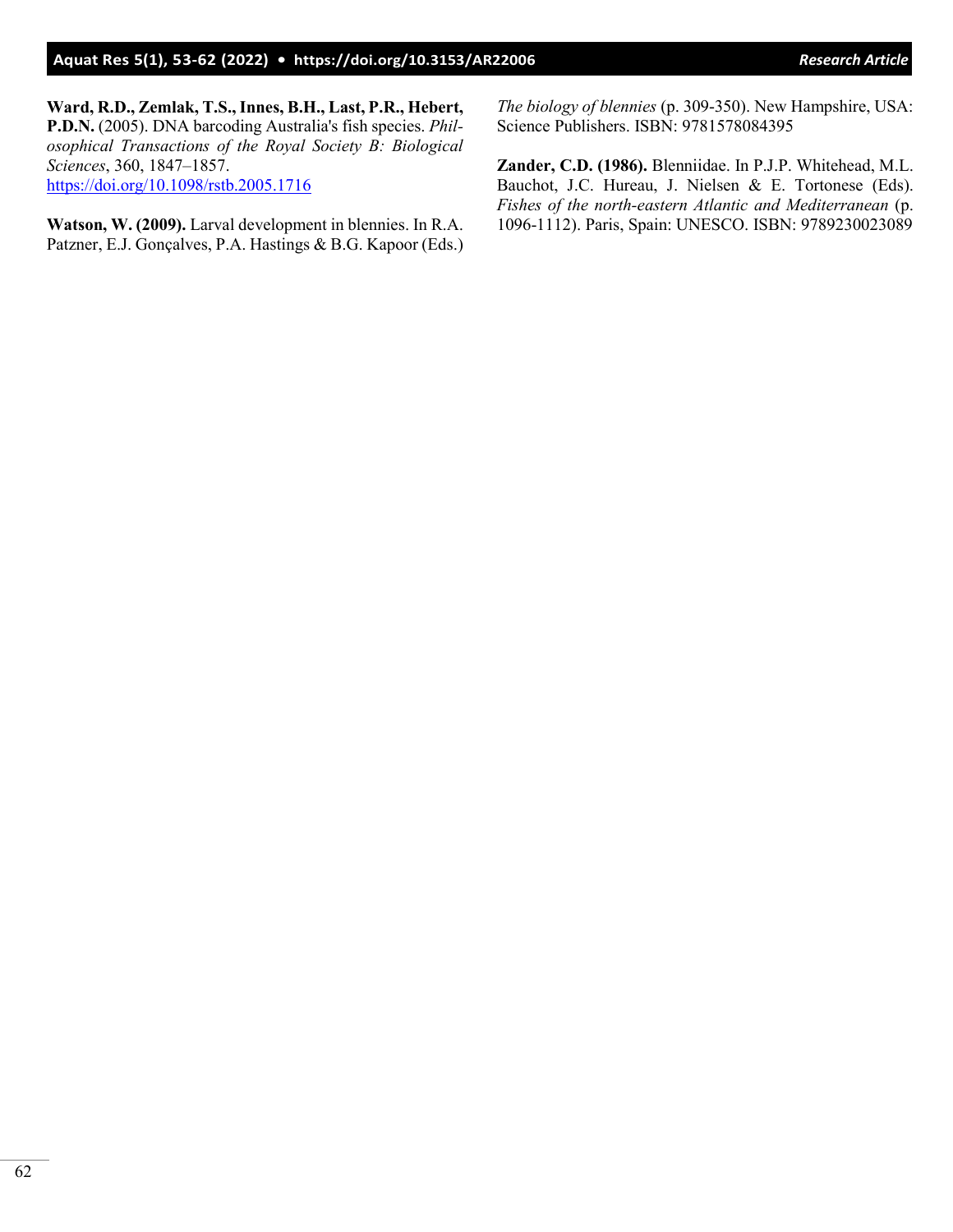**Ward, R.D., Zemlak, T.S., Innes, B.H., Last, P.R., Hebert, P.D.N.** (2005). DNA barcoding Australia's fish species. *Philosophical Transactions of the Royal Society B: Biological Sciences*, 360, 1847–1857. https://doi.org/10.1098/rstb.2005.1716

**Watson, W. (2009).** Larval development in blennies. In R.A. Patzner, E.J. Gonçalves, P.A. Hastings & B.G. Kapoor (Eds.) *The biology of blennies* (p. 309-350). New Hampshire, USA: Science Publishers. ISBN: 9781578084395

**Zander, C.D. (1986).** Blenniidae. In P.J.P. Whitehead, M.L. Bauchot, J.C. Hureau, J. Nielsen & E. Tortonese (Eds). *Fishes of the north-eastern Atlantic and Mediterranean* (p. 1096-1112). Paris, Spain: UNESCO. ISBN: 9789230023089